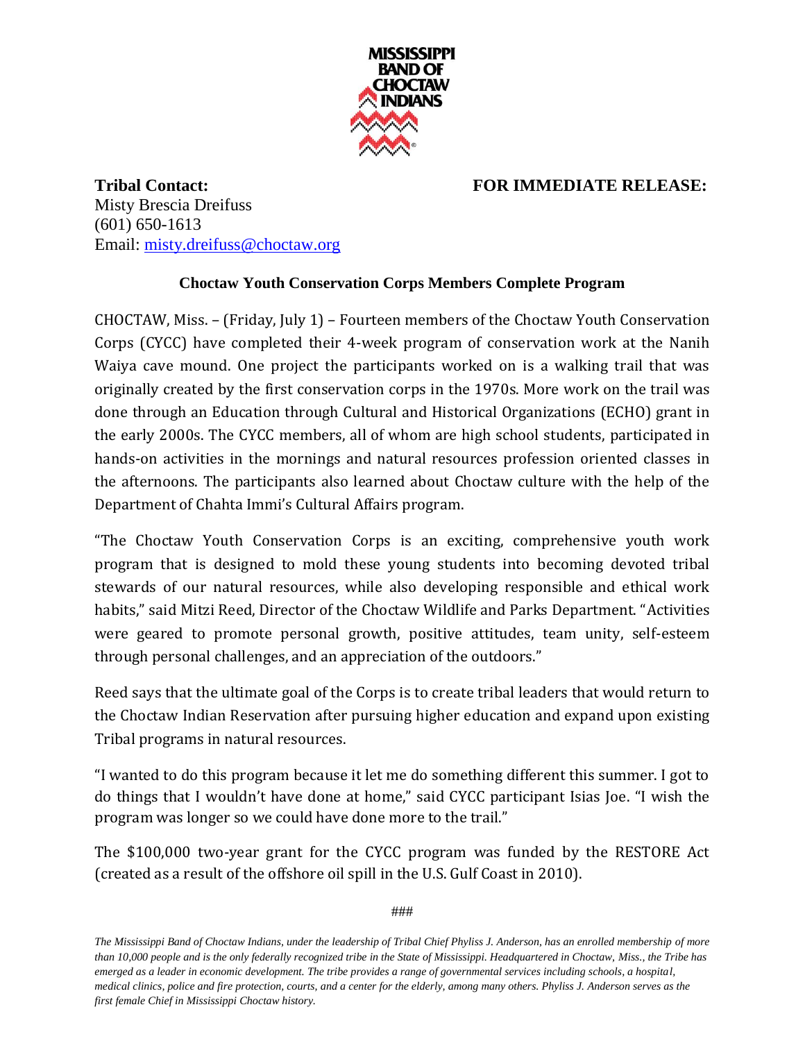MISSISSIPPI BAND OF CHOCTAW INDIANS

**Tribal Contact:**
Misty Brescia Dreifuss
(601) 650-1613
Email: misty.dreifuss@choctaw.org

**FOR IMMEDIATE RELEASE:**

**Choctaw Youth Conservation Corps Members Complete Program**

CHOCTAW, Miss. – (Friday, July 1) – Fourteen members of the Choctaw Youth Conservation Corps (CYCC) have completed their 4-week program of conservation work at the Nanih Waiya cave mound. One project the participants worked on is a walking trail that was originally created by the first conservation corps in the 1970s. More work on the trail was done through an Education through Cultural and Historical Organizations (ECHO) grant in the early 2000s. The CYCC members, all of whom are high school students, participated in hands-on activities in the mornings and natural resources profession oriented classes in the afternoons. The participants also learned about Choctaw culture with the help of the Department of Chahta Immi's Cultural Affairs program.

"The Choctaw Youth Conservation Corps is an exciting, comprehensive youth work program that is designed to mold these young students into becoming devoted tribal stewards of our natural resources, while also developing responsible and ethical work habits," said Mitzi Reed, Director of the Choctaw Wildlife and Parks Department. "Activities were geared to promote personal growth, positive attitudes, team unity, self-esteem through personal challenges, and an appreciation of the outdoors."

Reed says that the ultimate goal of the Corps is to create tribal leaders that would return to the Choctaw Indian Reservation after pursuing higher education and expand upon existing Tribal programs in natural resources.

"I wanted to do this program because it let me do something different this summer. I got to do things that I wouldn't have done at home," said CYCC participant Isias Joe. "I wish the program was longer so we could have done more to the trail."

The $100,000 two-year grant for the CYCC program was funded by the RESTORE Act (created as a result of the offshore oil spill in the U.S. Gulf Coast in 2010).

###

*The Mississippi Band of Choctaw Indians, under the leadership of Tribal Chief Phyliss J. Anderson, has an enrolled membership of more than 10,000 people and is the only federally recognized tribe in the State of Mississippi. Headquartered in Choctaw, Miss., the Tribe has emerged as a leader in economic development. The tribe provides a range of governmental services including schools, a hospital, medical clinics, police and fire protection, courts, and a center for the elderly, among many others. Phyliss J. Anderson serves as the first female Chief in Mississippi Choctaw history.*